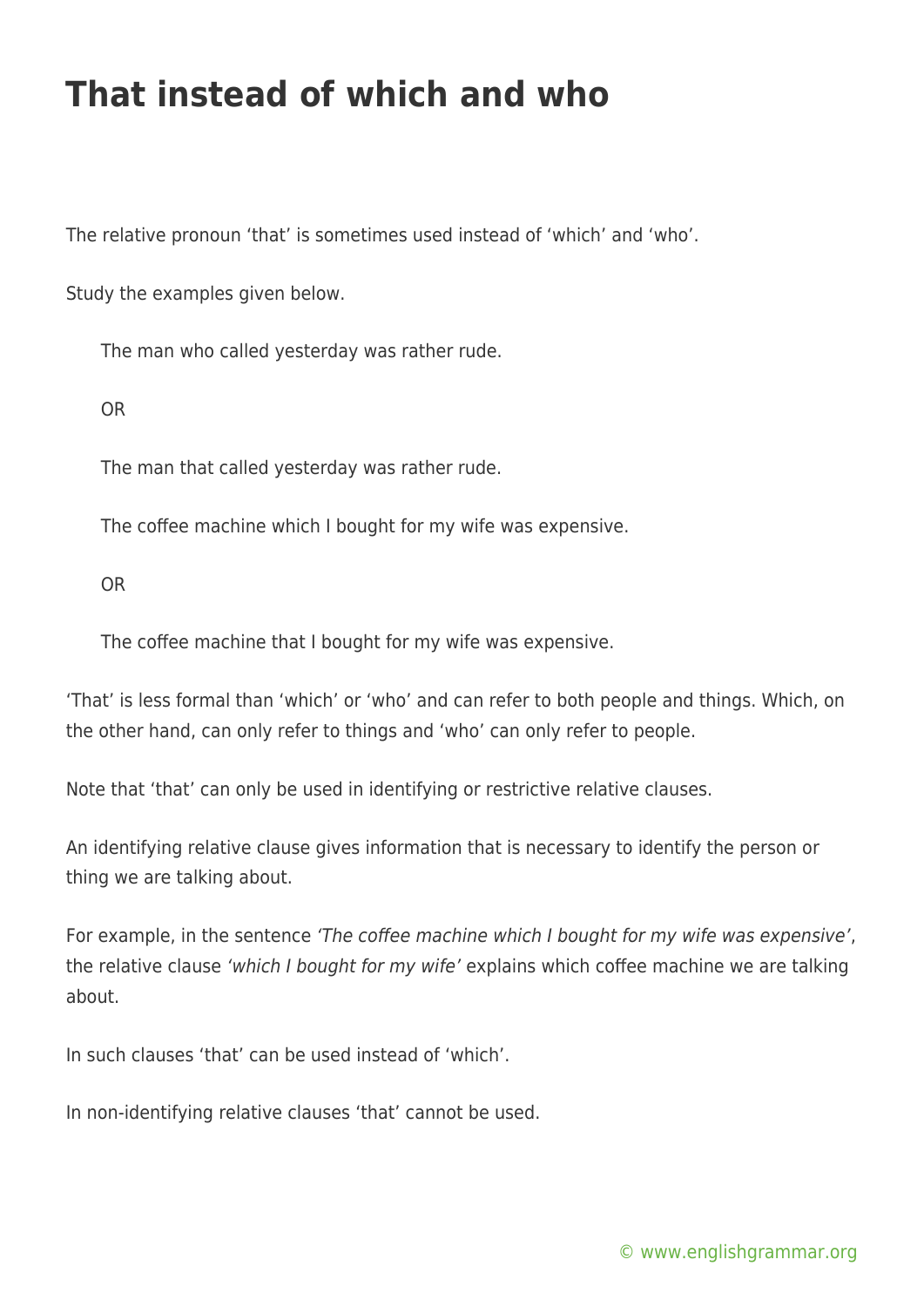# That instead of which and who

The relative pronoun 'that' is sometimes used instead of 'which' and 'who'.

Study the examples given below.

> The man who called yesterday was rather rude.
>
> OR
>
> The man that called yesterday was rather rude.
>
> The coffee machine which I bought for my wife was expensive.
>
> OR
>
> The coffee machine that I bought for my wife was expensive.

'That' is less formal than 'which' or 'who' and can refer to both people and things. Which, on the other hand, can only refer to things and 'who' can only refer to people.

Note that 'that' can only be used in identifying or restrictive relative clauses.

An identifying relative clause gives information that is necessary to identify the person or thing we are talking about.

For example, in the sentence *'The coffee machine which I bought for my wife was expensive'*, the relative clause *'which I bought for my wife'* explains which coffee machine we are talking about.

In such clauses 'that' can be used instead of 'which'.

In non-identifying relative clauses 'that' cannot be used.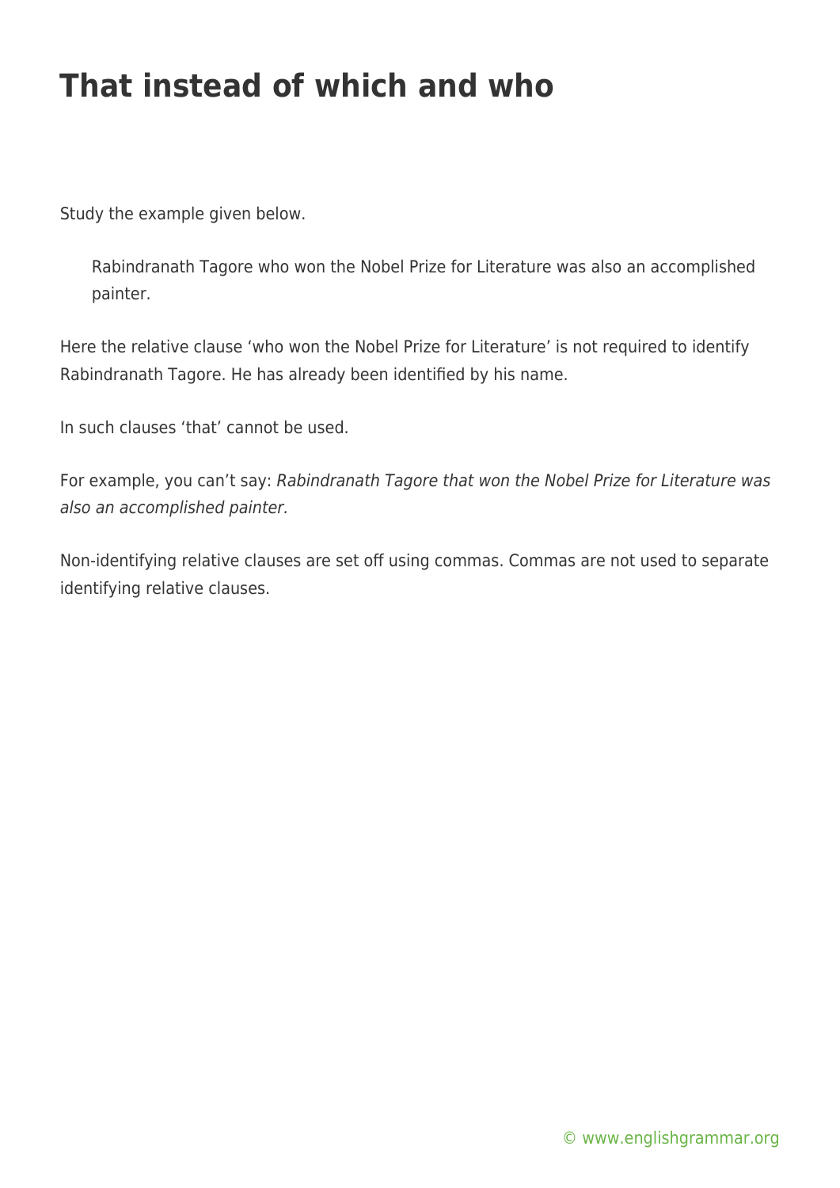# That instead of which and who

Study the example given below.

> Rabindranath Tagore who won the Nobel Prize for Literature was also an accomplished painter.

Here the relative clause 'who won the Nobel Prize for Literature' is not required to identify Rabindranath Tagore. He has already been identified by his name.

In such clauses 'that' cannot be used.

For example, you can't say: *Rabindranath Tagore that won the Nobel Prize for Literature was also an accomplished painter.*

Non-identifying relative clauses are set off using commas. Commas are not used to separate identifying relative clauses.